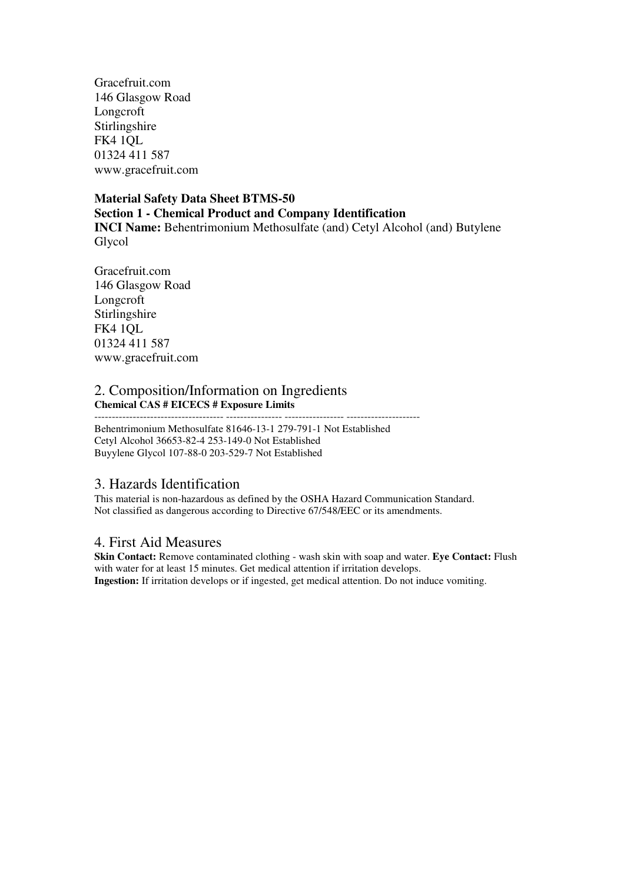Gracefruit.com
146 Glasgow Road
Longcroft
Stirlingshire
FK4 1QL
01324 411 587
www.gracefruit.com

**Material Safety Data Sheet BTMS-50**
**Section 1 - Chemical Product and Company Identification**
**INCI Name:** Behentrimonium Methosulfate (and) Cetyl Alcohol (and) Butylene Glycol

Gracefruit.com
146 Glasgow Road
Longcroft
Stirlingshire
FK4 1QL
01324 411 587
www.gracefruit.com

## 2. Composition/Information on Ingredients

| Chemical | CAS # | EICECS # | Exposure Limits |
|---|---|---|---|
| Behentrimonium Methosulfate | 81646-13-1 | 279-791-1 | Not Established |
| Cetyl Alcohol | 36653-82-4 | 253-149-0 | Not Established |
| Buyylene Glycol | 107-88-0 | 203-529-7 | Not Established |

## 3. Hazards Identification

This material is non-hazardous as defined by the OSHA Hazard Communication Standard.
Not classified as dangerous according to Directive 67/548/EEC or its amendments.

## 4. First Aid Measures

**Skin Contact:** Remove contaminated clothing - wash skin with soap and water. **Eye Contact:** Flush with water for at least 15 minutes. Get medical attention if irritation develops.
**Ingestion:** If irritation develops or if ingested, get medical attention. Do not induce vomiting.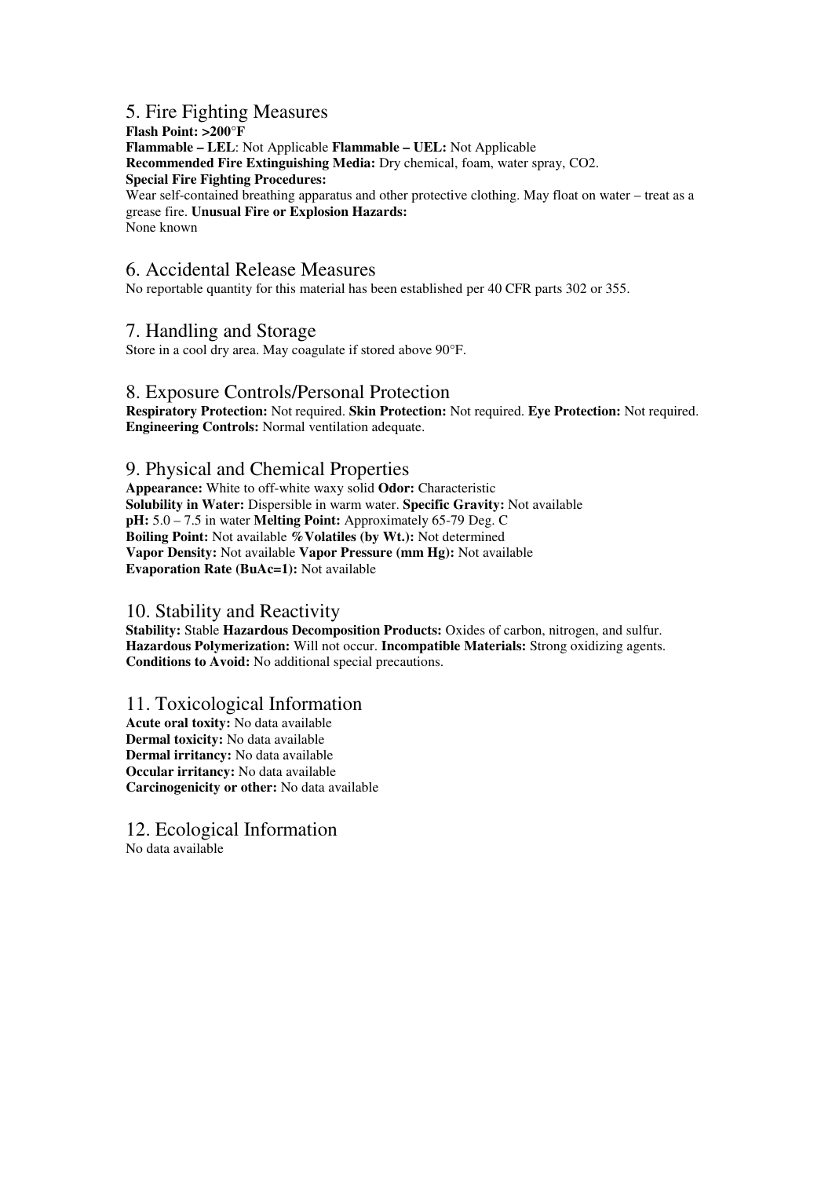## 5. Fire Fighting Measures

**Flash Point: >200°F**
**Flammable – LEL**: Not Applicable **Flammable – UEL:** Not Applicable
**Recommended Fire Extinguishing Media:** Dry chemical, foam, water spray, $CO_2$.
**Special Fire Fighting Procedures:**
Wear self-contained breathing apparatus and other protective clothing. May float on water – treat as a grease fire. **Unusual Fire or Explosion Hazards:**
None known

## 6. Accidental Release Measures

No reportable quantity for this material has been established per 40 CFR parts 302 or 355.

## 7. Handling and Storage

Store in a cool dry area. May coagulate if stored above 90°F.

## 8. Exposure Controls/Personal Protection

**Respiratory Protection:** Not required. **Skin Protection:** Not required. **Eye Protection:** Not required.
**Engineering Controls:** Normal ventilation adequate.

## 9. Physical and Chemical Properties

**Appearance:** White to off-white waxy solid **Odor:** Characteristic
**Solubility in Water:** Dispersible in warm water. **Specific Gravity:** Not available
**pH:** 5.0 – 7.5 in water **Melting Point:** Approximately 65-79 Deg. C
**Boiling Point:** Not available **%Volatiles (by Wt.):** Not determined
**Vapor Density:** Not available **Vapor Pressure (mm Hg):** Not available
**Evaporation Rate (BuAc=1):** Not available

## 10. Stability and Reactivity

**Stability:** Stable **Hazardous Decomposition Products:** Oxides of carbon, nitrogen, and sulfur.
**Hazardous Polymerization:** Will not occur. **Incompatible Materials:** Strong oxidizing agents.
**Conditions to Avoid:** No additional special precautions.

## 11. Toxicological Information

**Acute oral toxity:** No data available
**Dermal toxicity:** No data available
**Dermal irritancy:** No data available
**Occular irritancy:** No data available
**Carcinogenicity or other:** No data available

## 12. Ecological Information

No data available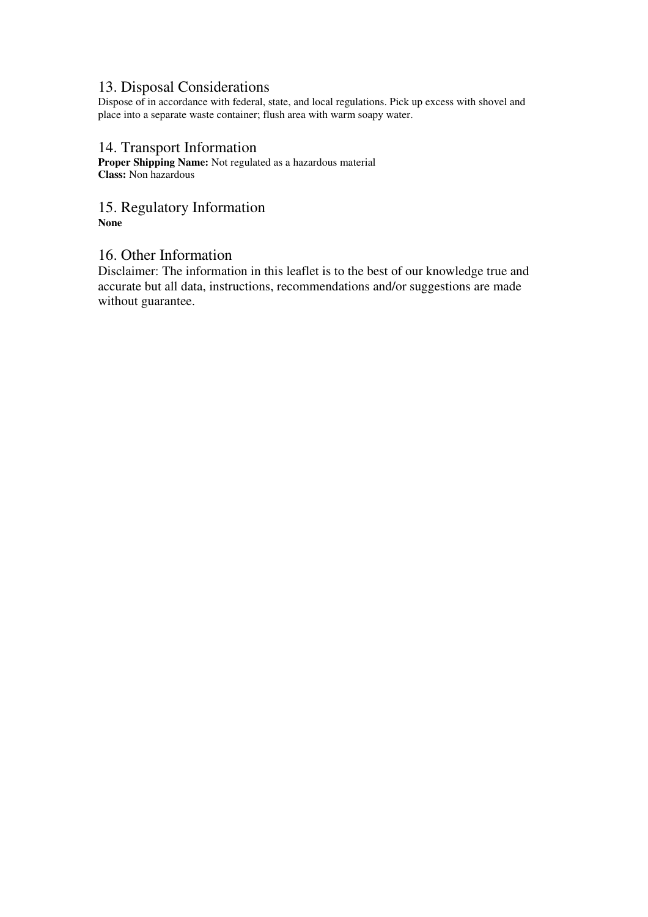## 13. Disposal Considerations

Dispose of in accordance with federal, state, and local regulations. Pick up excess with shovel and place into a separate waste container; flush area with warm soapy water.

## 14. Transport Information

**Proper Shipping Name:** Not regulated as a hazardous material
**Class:** Non hazardous

## 15. Regulatory Information

**None**

## 16. Other Information

Disclaimer: The information in this leaflet is to the best of our knowledge true and accurate but all data, instructions, recommendations and/or suggestions are made without guarantee.